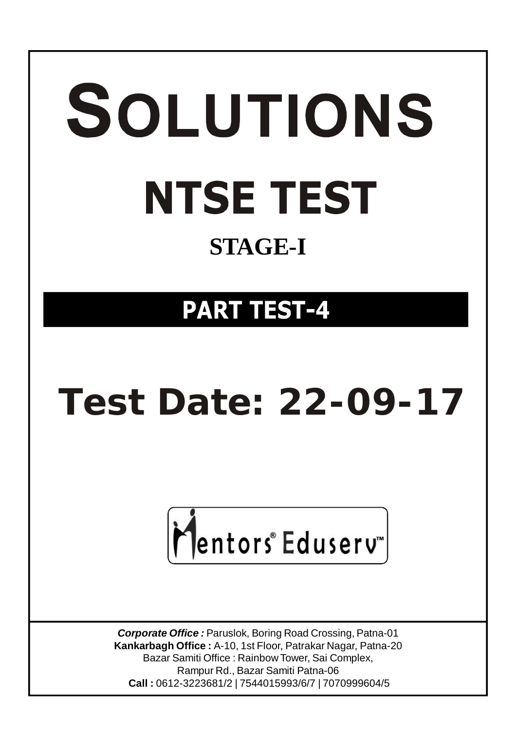# SOLUTIONS

# NTSE TEST

## STAGE-I

## PART TEST-4

# Test Date: 22-09-17

Mentors® Eduserv™

***Corporate Office :*** Paruslok, Boring Road Crossing, Patna-01
**Kankarbagh Office :** A-10, 1st Floor, Patrakar Nagar, Patna-20
Bazar Samiti Office : Rainbow Tower, Sai Complex,
Rampur Rd., Bazar Samiti Patna-06
**Call :** 0612-3223681/2 | 7544015993/6/7 | 7070999604/5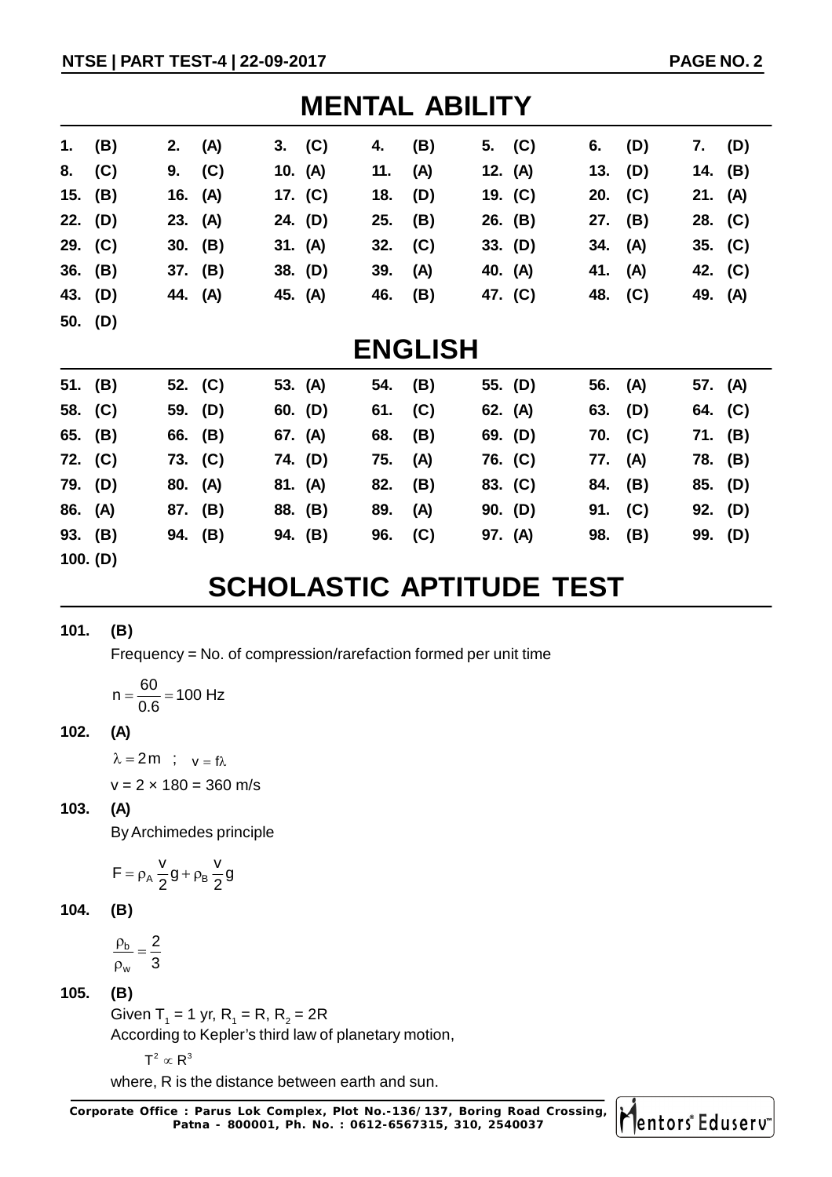# MENTAL ABILITY

| | | | | | | |
|---|---|---|---|---|---|---|
| 1. (B) | 2. (A) | 3. (C) | 4. (B) | 5. (C) | 6. (D) | 7. (D) |
| 8. (C) | 9. (C) | 10. (A) | 11. (A) | 12. (A) | 13. (D) | 14. (B) |
| 15. (B) | 16. (A) | 17. (C) | 18. (D) | 19. (C) | 20. (C) | 21. (A) |
| 22. (D) | 23. (A) | 24. (D) | 25. (B) | 26. (B) | 27. (B) | 28. (C) |
| 29. (C) | 30. (B) | 31. (A) | 32. (C) | 33. (D) | 34. (A) | 35. (C) |
| 36. (B) | 37. (B) | 38. (D) | 39. (A) | 40. (A) | 41. (A) | 42. (C) |
| 43. (D) | 44. (A) | 45. (A) | 46. (B) | 47. (C) | 48. (C) | 49. (A) |
| 50. (D) | | | | | | |

# ENGLISH

| | | | | | | |
|---|---|---|---|---|---|---|
| 51. (B) | 52. (C) | 53. (A) | 54. (B) | 55. (D) | 56. (A) | 57. (A) |
| 58. (C) | 59. (D) | 60. (D) | 61. (C) | 62. (A) | 63. (D) | 64. (C) |
| 65. (B) | 66. (B) | 67. (A) | 68. (B) | 69. (D) | 70. (C) | 71. (B) |
| 72. (C) | 73. (C) | 74. (D) | 75. (A) | 76. (C) | 77. (A) | 78. (B) |
| 79. (D) | 80. (A) | 81. (A) | 82. (B) | 83. (C) | 84. (B) | 85. (D) |
| 86. (A) | 87. (B) | 88. (B) | 89. (A) | 90. (D) | 91. (C) | 92. (D) |
| 93. (B) | 94. (B) | 94. (B) | 96. (C) | 97. (A) | 98. (B) | 99. (D) |
| 100. (D) | | | | | | |

# SCHOLASTIC APTITUDE TEST

**101. (B)**

Frequency = No. of compression/rarefaction formed per unit time

$$n = \frac{60}{0.6} = 100 \text{ Hz}$$

**102. (A)**

$\lambda = 2\text{m}$ ; $v = f\lambda$

v = 2 × 180 = 360 m/s

**103. (A)**

By Archimedes principle

$$F = \rho_A \frac{v}{2} g + \rho_B \frac{v}{2} g$$

**104. (B)**

$$\frac{\rho_b}{\rho_w} = \frac{2}{3}$$

**105. (B)**

Given $T_1$ = 1 yr, $R_1$ = R, $R_2$ = 2R

According to Kepler's third law of planetary motion,

$$T^2 \propto R^3$$

where, R is the distance between earth and sun.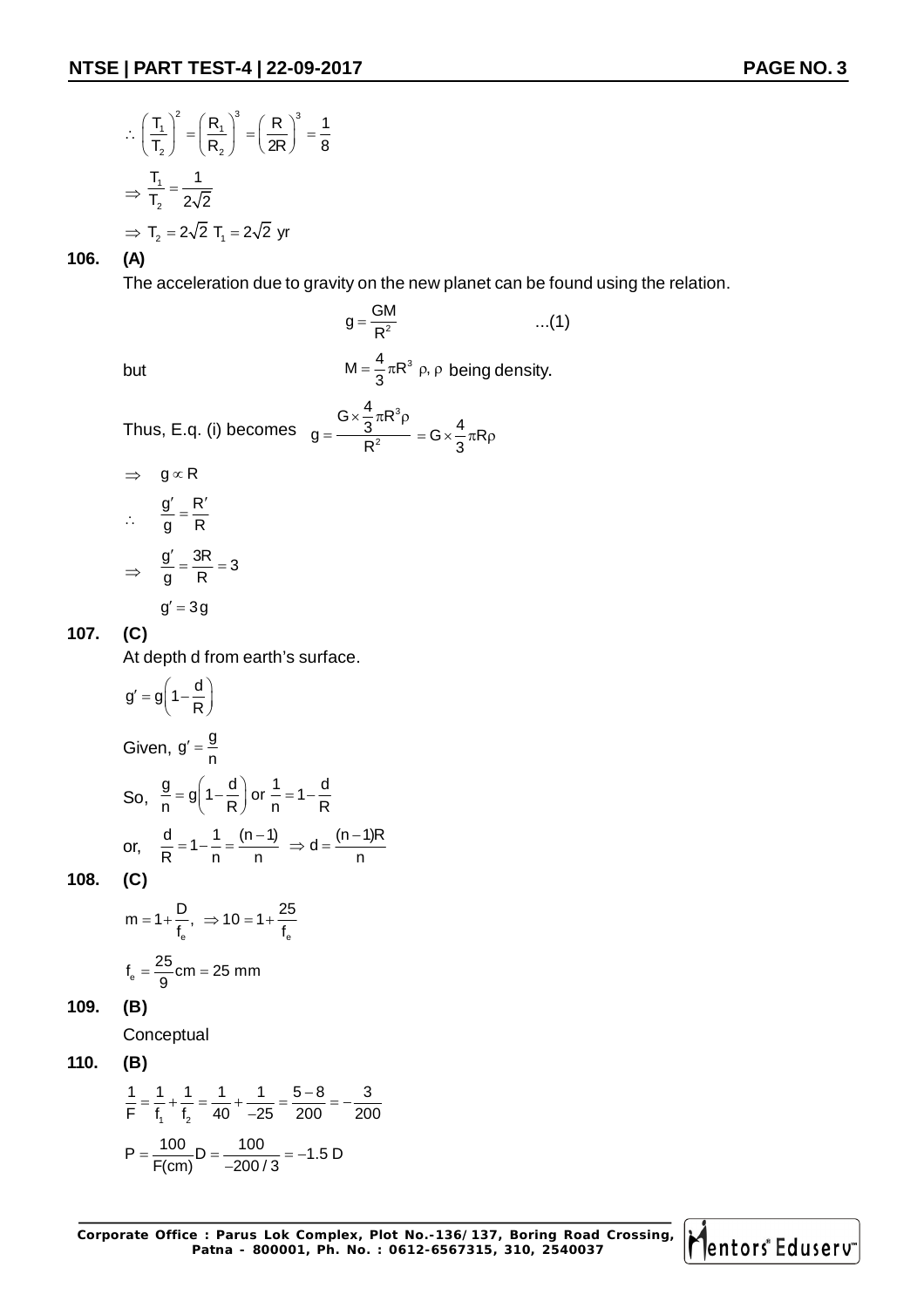$$\therefore \left(\frac{T_1}{T_2}\right)^2 = \left(\frac{R_1}{R_2}\right)^3 = \left(\frac{R}{2R}\right)^3 = \frac{1}{8}$$

$$\Rightarrow \frac{T_1}{T_2} = \frac{1}{2\sqrt{2}}$$

$$\Rightarrow T_2 = 2\sqrt{2}\ T_1 = 2\sqrt{2} \text{ yr}$$

**106. (A)**

The acceleration due to gravity on the new planet can be found using the relation.

$$g = \frac{GM}{R^2} \qquad \text{...(1)}$$

but $M = \frac{4}{3}\pi R^3\ \rho$, $\rho$ being density.

Thus, E.q. (i) becomes $g = \frac{G \times \frac{4}{3}\pi R^3 \rho}{R^2} = G \times \frac{4}{3}\pi R\rho$

$$\Rightarrow \quad g \propto R$$

$$\therefore \quad \frac{g'}{g} = \frac{R'}{R}$$

$$\Rightarrow \quad \frac{g'}{g} = \frac{3R}{R} = 3$$

$$g' = 3g$$

**107. (C)**

At depth d from earth's surface.

$$g' = g\left(1 - \frac{d}{R}\right)$$

Given, $g' = \frac{g}{n}$

So, $\frac{g}{n} = g\left(1 - \frac{d}{R}\right)$ or $\frac{1}{n} = 1 - \frac{d}{R}$

or, $\frac{d}{R} = 1 - \frac{1}{n} = \frac{(n-1)}{n} \Rightarrow d = \frac{(n-1)R}{n}$

**108. (C)**

$$m = 1 + \frac{D}{f_e}, \ \Rightarrow 10 = 1 + \frac{25}{f_e}$$

$$f_e = \frac{25}{9}\text{cm} = 25 \text{ mm}$$

**109. (B)**

Conceptual

**110. (B)**

$$\frac{1}{F} = \frac{1}{f_1} + \frac{1}{f_2} = \frac{1}{40} + \frac{1}{-25} = \frac{5-8}{200} = -\frac{3}{200}$$

$$P = \frac{100}{F(\text{cm})}D = \frac{100}{-200/3} = -1.5 \text{ D}$$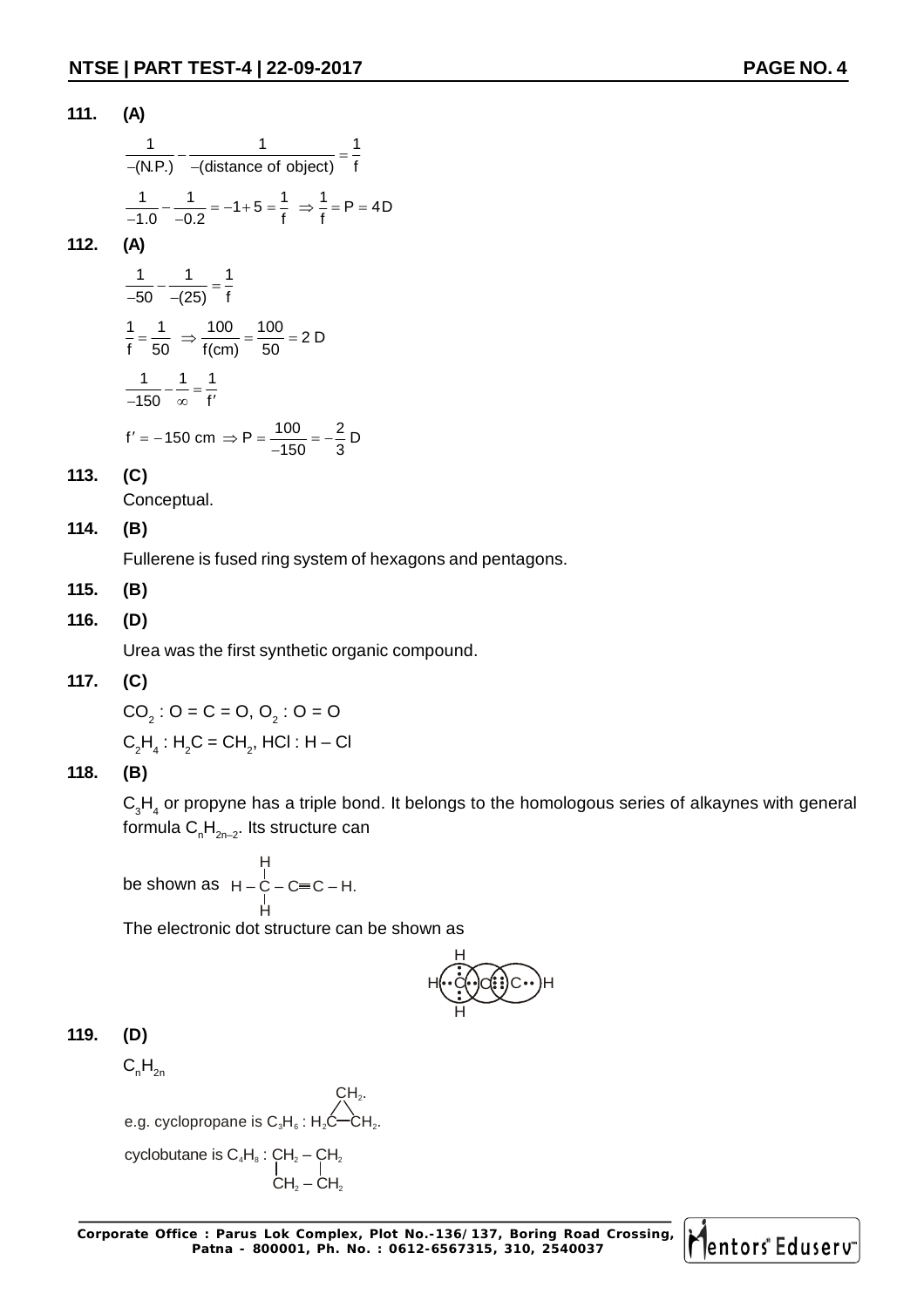**111. (A)**

$$\frac{1}{-(\text{N.P.})} - \frac{1}{-(\text{distance of object})} = \frac{1}{f}$$

$$\frac{1}{-1.0} - \frac{1}{-0.2} = -1 + 5 = \frac{1}{f} \Rightarrow \frac{1}{f} = P = 4D$$

**112. (A)**

$$\frac{1}{-50} - \frac{1}{-(25)} = \frac{1}{f}$$

$$\frac{1}{f} = \frac{1}{50} \Rightarrow \frac{100}{f(\text{cm})} = \frac{100}{50} = 2\text{ D}$$

$$\frac{1}{-150} - \frac{1}{\infty} = \frac{1}{f'}$$

$$f' = -150 \text{ cm} \Rightarrow P = \frac{100}{-150} = -\frac{2}{3}\text{ D}$$

**113. (C)**

Conceptual.

**114. (B)**

Fullerene is fused ring system of hexagons and pentagons.

**115. (B)**

**116. (D)**

Urea was the first synthetic organic compound.

**117. (C)**

$CO_2$ : O = C = O, $O_2$ : O = O

$C_2H_4$ : $H_2C = CH_2$, HCl : H – Cl

**118. (B)**

$C_3H_4$ or propyne has a triple bond. It belongs to the homologous series of alkaynes with general formula $C_nH_{2n-2}$. Its structure can

be shown as H – C(H)(H) – C≡C – H.

The electronic dot structure can be shown as

H••C(H)(H)••C⋮⋮C••H

**119. (D)**

$C_nH_{2n}$

e.g. cyclopropane is $C_3H_6$ : $H_2C$—$CH_2$ (ring with $CH_2$).

cyclobutane is $C_4H_8$ : $CH_2 – CH_2$ / $CH_2 – CH_2$ (ring)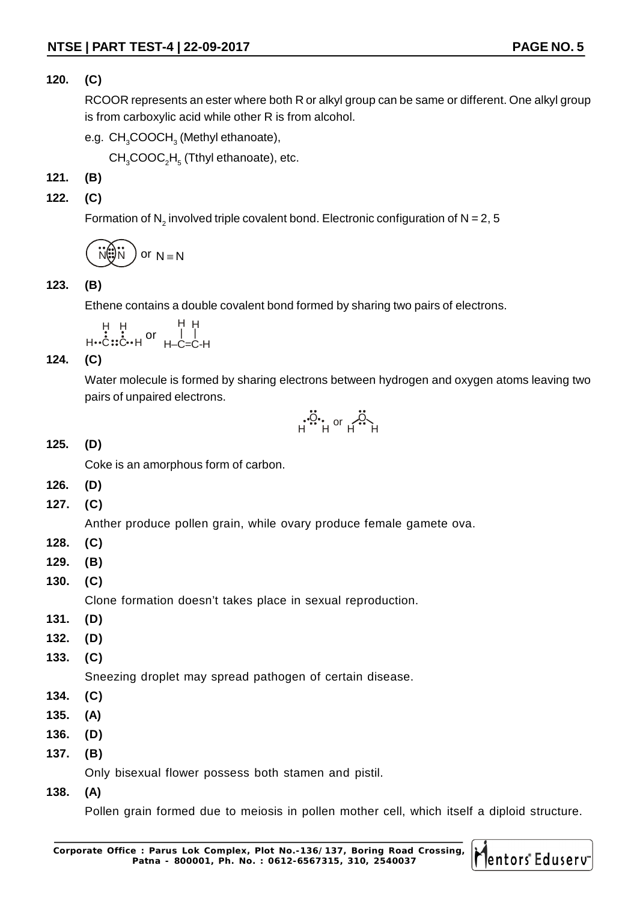**120. (C)**

RCOOR represents an ester where both R or alkyl group can be same or different. One alkyl group is from carboxylic acid while other R is from alcohol.

e.g. $CH_3COOCH_3$ (Methyl ethanoate),

$CH_3COOC_2H_5$ (Tthyl ethanoate), etc.

**121. (B)**

**122. (C)**

Formation of $N_2$ involved triple covalent bond. Electronic configuration of N = 2, 5

or $N \equiv N$

**123. (B)**

Ethene contains a double covalent bond formed by sharing two pairs of electrons.

H••C::C••H or H–C=C-H (with H on each C)

**124. (C)**

Water molecule is formed by sharing electrons between hydrogen and oxygen atoms leaving two pairs of unpaired electrons.

H–O–H (with two lone pairs on O)

**125. (D)**

Coke is an amorphous form of carbon.

**126. (D)**

**127. (C)**

Anther produce pollen grain, while ovary produce female gamete ova.

**128. (C)**

**129. (B)**

**130. (C)**

Clone formation doesn't takes place in sexual reproduction.

**131. (D)**

**132. (D)**

**133. (C)**

Sneezing droplet may spread pathogen of certain disease.

**134. (C)**

**135. (A)**

**136. (D)**

**137. (B)**

Only bisexual flower possess both stamen and pistil.

**138. (A)**

Pollen grain formed due to meiosis in pollen mother cell, which itself a diploid structure.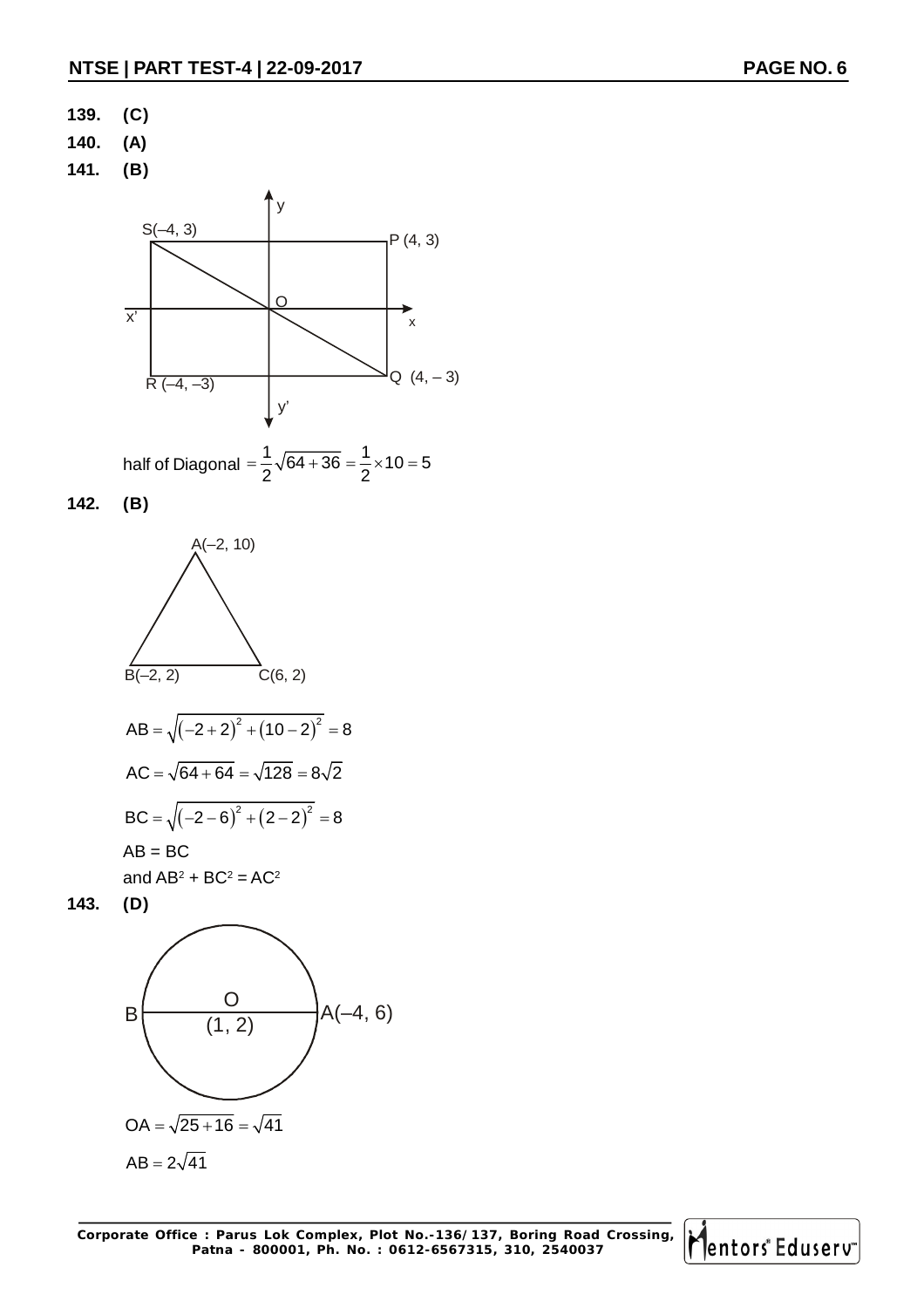**139. (C)**

**140. (A)**

**141. (B)**

half of Diagonal $= \frac{1}{2}\sqrt{64+36} = \frac{1}{2} \times 10 = 5$

**142. (B)**

$$AB = \sqrt{(-2+2)^2 + (10-2)^2} = 8$$

$$AC = \sqrt{64+64} = \sqrt{128} = 8\sqrt{2}$$

$$BC = \sqrt{(-2-6)^2 + (2-2)^2} = 8$$

AB = BC

and $AB^2 + BC^2 = AC^2$

**143. (D)**

$$OA = \sqrt{25+16} = \sqrt{41}$$

$$AB = 2\sqrt{41}$$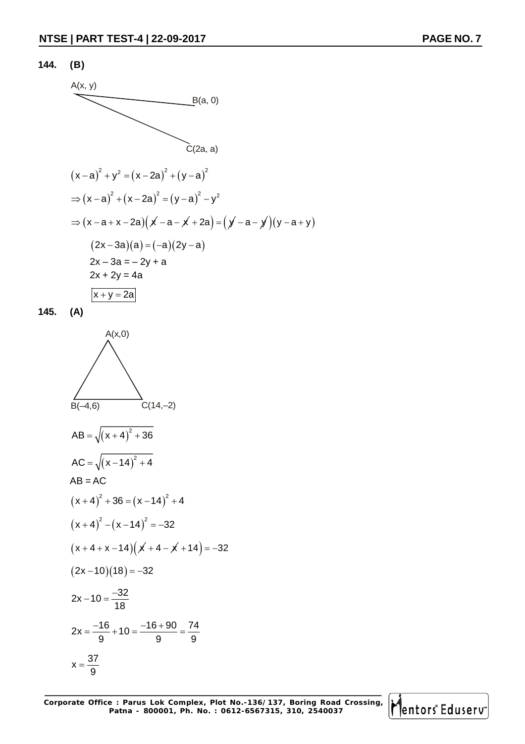**144. (B)**

A(x, y)

B(a, 0)

C(2a, a)

$$\left(x-a\right)^2+y^2=\left(x-2a\right)^2+\left(y-a\right)^2$$

$$\Rightarrow \left(x-a\right)^2+\left(x-2a\right)^2=\left(y-a\right)^2-y^2$$

$$\Rightarrow \left(x-a+x-2a\right)\left(\cancel{x}-a-\cancel{x}+2a\right)=\left(\cancel{y}-a-\cancel{y}\right)\left(y-a+y\right)$$

$$\left(2x-3a\right)\left(a\right)=\left(-a\right)\left(2y-a\right)$$

$$2x-3a=-2y+a$$

$$2x+2y=4a$$

$$\boxed{x+y=2a}$$

**145. (A)**

A(x,0)

B(–4,6)

C(14,–2)

$$AB=\sqrt{\left(x+4\right)^2+36}$$

$$AC=\sqrt{\left(x-14\right)^2+4}$$

$$AB=AC$$

$$\left(x+4\right)^2+36=\left(x-14\right)^2+4$$

$$\left(x+4\right)^2-\left(x-14\right)^2=-32$$

$$\left(x+4+x-14\right)\left(\cancel{x}+4-\cancel{x}+14\right)=-32$$

$$\left(2x-10\right)\left(18\right)=-32$$

$$2x-10=\frac{-32}{18}$$

$$2x=\frac{-16}{9}+10=\frac{-16+90}{9}=\frac{74}{9}$$

$$x=\frac{37}{9}$$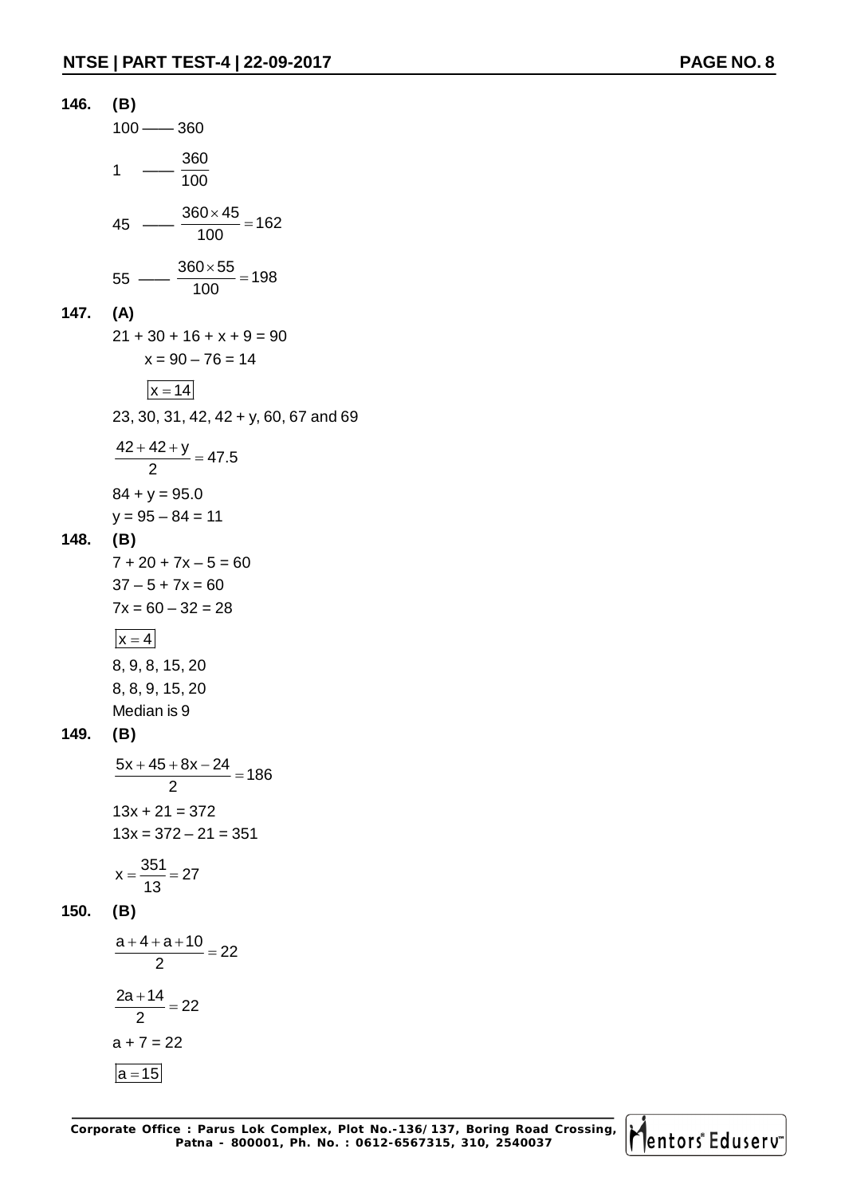**146. (B)**

$100$ —— $360$

$1$ —— $\frac{360}{100}$

$45$ —— $\frac{360 \times 45}{100} = 162$

$55$ —— $\frac{360 \times 55}{100} = 198$

**147. (A)**

$21 + 30 + 16 + x + 9 = 90$

$x = 90 - 76 = 14$

$\boxed{x = 14}$

23, 30, 31, 42, 42 + y, 60, 67 and 69

$\frac{42 + 42 + y}{2} = 47.5$

$84 + y = 95.0$

$y = 95 - 84 = 11$

**148. (B)**

$7 + 20 + 7x - 5 = 60$

$37 - 5 + 7x = 60$

$7x = 60 - 32 = 28$

$\boxed{x = 4}$

8, 9, 8, 15, 20

8, 8, 9, 15, 20

Median is 9

**149. (B)**

$\frac{5x + 45 + 8x - 24}{2} = 186$

$13x + 21 = 372$

$13x = 372 - 21 = 351$

$x = \frac{351}{13} = 27$

**150. (B)**

$\frac{a + 4 + a + 10}{2} = 22$

$\frac{2a + 14}{2} = 22$

$a + 7 = 22$

$\boxed{a = 15}$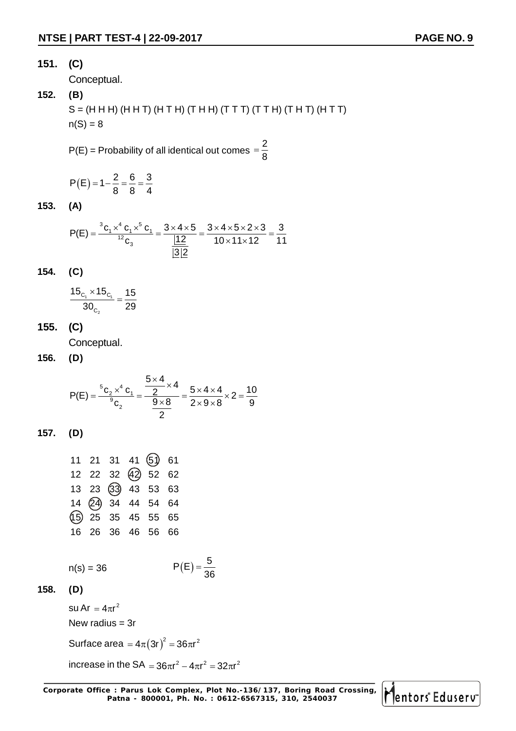**151. (C)**

Conceptual.

**152. (B)**

S = (H H H) (H H T) (H T H) (T H H) (T T T) (T T H) (T H T) (H T T)

n(S) = 8

P(E) = Probability of all identical out comes $= \frac{2}{8}$

$$P(E) = 1 - \frac{2}{8} = \frac{6}{8} = \frac{3}{4}$$

**153. (A)**

$$P(E) = \frac{{}^3c_1 \times {}^4c_1 \times {}^5c_1}{{}^{12}c_3} = \frac{3 \times 4 \times 5}{\frac{\lfloor 12}{\lfloor 3 \lfloor 2}} = \frac{3 \times 4 \times 5 \times 2 \times 3}{10 \times 11 \times 12} = \frac{3}{11}$$

**154. (C)**

$$\frac{15_{C_1} \times 15_{C_1}}{30_{C_2}} = \frac{15}{29}$$

**155. (C)**

Conceptual.

**156. (D)**

$$P(E) = \frac{{}^5c_2 \times {}^4c_1}{{}^9c_2} = \frac{\frac{5 \times 4}{2} \times 4}{\frac{9 \times 8}{2}} = \frac{5 \times 4 \times 4}{2 \times 9 \times 8} \times 2 = \frac{10}{9}$$

**157. (D)**

| 11 | 21 | 31 | 41 | (51) | 61 |
|---|---|---|---|---|---|
| 12 | 22 | 32 | (42) | 52 | 62 |
| 13 | 23 | (33) | 43 | 53 | 63 |
| 14 | (24) | 34 | 44 | 54 | 64 |
| (15) | 25 | 35 | 45 | 55 | 65 |
| 16 | 26 | 36 | 46 | 56 | 66 |

n(s) = 36 $\qquad P(E) = \frac{5}{36}$

**158. (D)**

su Ar $= 4\pi r^2$

New radius = 3r

Surface area $= 4\pi(3r)^2 = 36\pi r^2$

increase in the SA $= 36\pi r^2 - 4\pi r^2 = 32\pi r^2$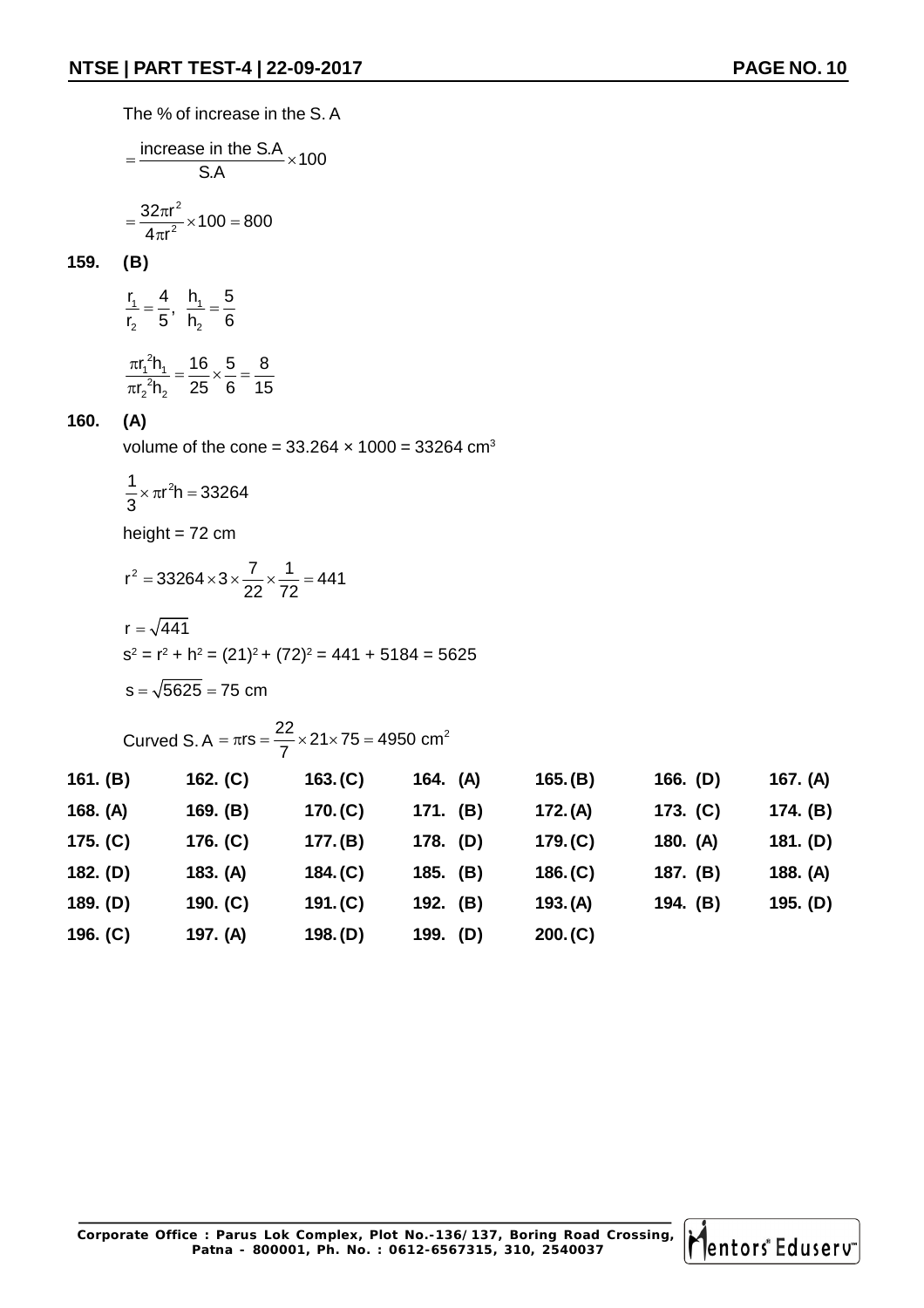The % of increase in the S. A

$$= \frac{\text{increase in the S.A}}{\text{S.A}} \times 100$$

$$= \frac{32\pi r^2}{4\pi r^2} \times 100 = 800$$

**159. (B)**

$$\frac{r_1}{r_2} = \frac{4}{5}, \ \frac{h_1}{h_2} = \frac{5}{6}$$

$$\frac{\pi r_1^2 h_1}{\pi r_2^2 h_2} = \frac{16}{25} \times \frac{5}{6} = \frac{8}{15}$$

**160. (A)**

volume of the cone = 33.264 × 1000 = 33264 $cm^3$

$$\frac{1}{3} \times \pi r^2 h = 33264$$

height = 72 cm

$$r^2 = 33264 \times 3 \times \frac{7}{22} \times \frac{1}{72} = 441$$

$$r = \sqrt{441}$$

$s^2 = r^2 + h^2 = (21)^2 + (72)^2 = 441 + 5184 = 5625$

$$s = \sqrt{5625} = 75 \text{ cm}$$

$$\text{Curved S. A} = \pi rs = \frac{22}{7} \times 21 \times 75 = 4950 \text{ cm}^2$$

| | | | | | | |
|---|---|---|---|---|---|---|
| **161. (B)** | **162. (C)** | **163. (C)** | **164. (A)** | **165. (B)** | **166. (D)** | **167. (A)** |
| **168. (A)** | **169. (B)** | **170. (C)** | **171. (B)** | **172. (A)** | **173. (C)** | **174. (B)** |
| **175. (C)** | **176. (C)** | **177. (B)** | **178. (D)** | **179. (C)** | **180. (A)** | **181. (D)** |
| **182. (D)** | **183. (A)** | **184. (C)** | **185. (B)** | **186. (C)** | **187. (B)** | **188. (A)** |
| **189. (D)** | **190. (C)** | **191. (C)** | **192. (B)** | **193. (A)** | **194. (B)** | **195. (D)** |
| **196. (C)** | **197. (A)** | **198. (D)** | **199. (D)** | **200. (C)** | | |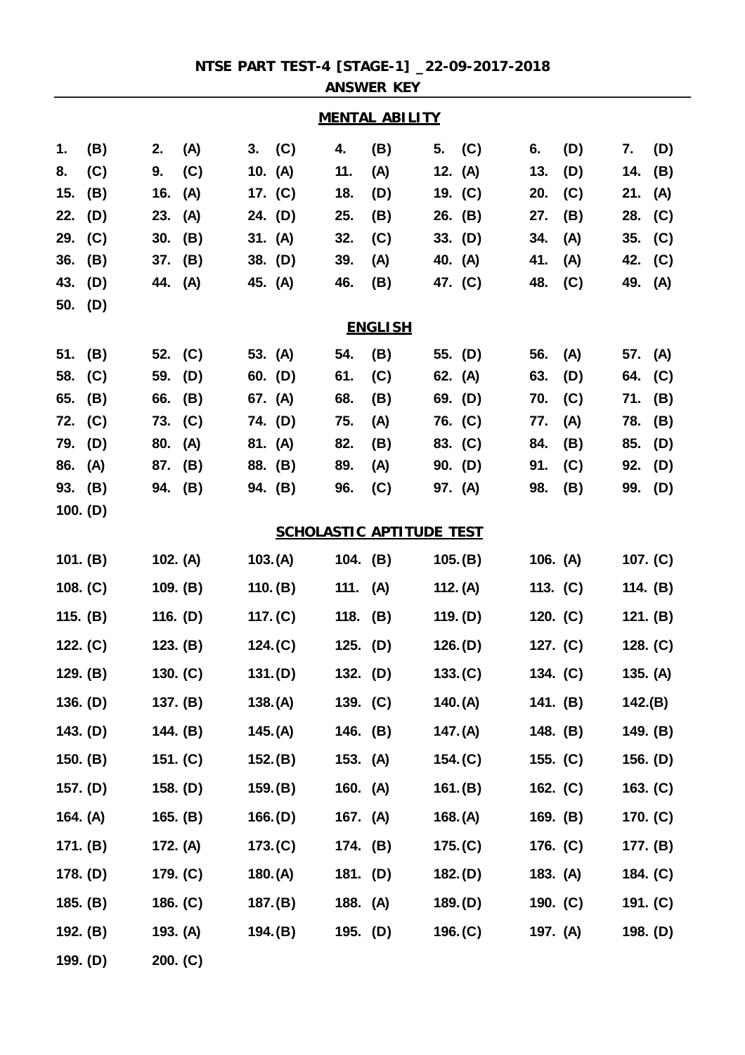**NTSE PART TEST-4 [STAGE-1] _22-09-2017-2018**

**ANSWER KEY**

## MENTAL ABILITY

| | | | | | | |
|---|---|---|---|---|---|---|
| 1. (B) | 2. (A) | 3. (C) | 4. (B) | 5. (C) | 6. (D) | 7. (D) |
| 8. (C) | 9. (C) | 10. (A) | 11. (A) | 12. (A) | 13. (D) | 14. (B) |
| 15. (B) | 16. (A) | 17. (C) | 18. (D) | 19. (C) | 20. (C) | 21. (A) |
| 22. (D) | 23. (A) | 24. (D) | 25. (B) | 26. (B) | 27. (B) | 28. (C) |
| 29. (C) | 30. (B) | 31. (A) | 32. (C) | 33. (D) | 34. (A) | 35. (C) |
| 36. (B) | 37. (B) | 38. (D) | 39. (A) | 40. (A) | 41. (A) | 42. (C) |
| 43. (D) | 44. (A) | 45. (A) | 46. (B) | 47. (C) | 48. (C) | 49. (A) |
| 50. (D) | | | | | | |

## ENGLISH

| | | | | | | |
|---|---|---|---|---|---|---|
| 51. (B) | 52. (C) | 53. (A) | 54. (B) | 55. (D) | 56. (A) | 57. (A) |
| 58. (C) | 59. (D) | 60. (D) | 61. (C) | 62. (A) | 63. (D) | 64. (C) |
| 65. (B) | 66. (B) | 67. (A) | 68. (B) | 69. (D) | 70. (C) | 71. (B) |
| 72. (C) | 73. (C) | 74. (D) | 75. (A) | 76. (C) | 77. (A) | 78. (B) |
| 79. (D) | 80. (A) | 81. (A) | 82. (B) | 83. (C) | 84. (B) | 85. (D) |
| 86. (A) | 87. (B) | 88. (B) | 89. (A) | 90. (D) | 91. (C) | 92. (D) |
| 93. (B) | 94. (B) | 94. (B) | 96. (C) | 97. (A) | 98. (B) | 99. (D) |
| 100. (D) | | | | | | |

## SCHOLASTIC APTITUDE TEST

| | | | | | | |
|---|---|---|---|---|---|---|
| 101. (B) | 102. (A) | 103. (A) | 104. (B) | 105. (B) | 106. (A) | 107. (C) |
| 108. (C) | 109. (B) | 110. (B) | 111. (A) | 112. (A) | 113. (C) | 114. (B) |
| 115. (B) | 116. (D) | 117. (C) | 118. (B) | 119. (D) | 120. (C) | 121. (B) |
| 122. (C) | 123. (B) | 124. (C) | 125. (D) | 126. (D) | 127. (C) | 128. (C) |
| 129. (B) | 130. (C) | 131. (D) | 132. (D) | 133. (C) | 134. (C) | 135. (A) |
| 136. (D) | 137. (B) | 138. (A) | 139. (C) | 140. (A) | 141. (B) | 142. (B) |
| 143. (D) | 144. (B) | 145. (A) | 146. (B) | 147. (A) | 148. (B) | 149. (B) |
| 150. (B) | 151. (C) | 152. (B) | 153. (A) | 154. (C) | 155. (C) | 156. (D) |
| 157. (D) | 158. (D) | 159. (B) | 160. (A) | 161. (B) | 162. (C) | 163. (C) |
| 164. (A) | 165. (B) | 166. (D) | 167. (A) | 168. (A) | 169. (B) | 170. (C) |
| 171. (B) | 172. (A) | 173. (C) | 174. (B) | 175. (C) | 176. (C) | 177. (B) |
| 178. (D) | 179. (C) | 180. (A) | 181. (D) | 182. (D) | 183. (A) | 184. (C) |
| 185. (B) | 186. (C) | 187. (B) | 188. (A) | 189. (D) | 190. (C) | 191. (C) |
| 192. (B) | 193. (A) | 194. (B) | 195. (D) | 196. (C) | 197. (A) | 198. (D) |
| 199. (D) | 200. (C) | | | | | |